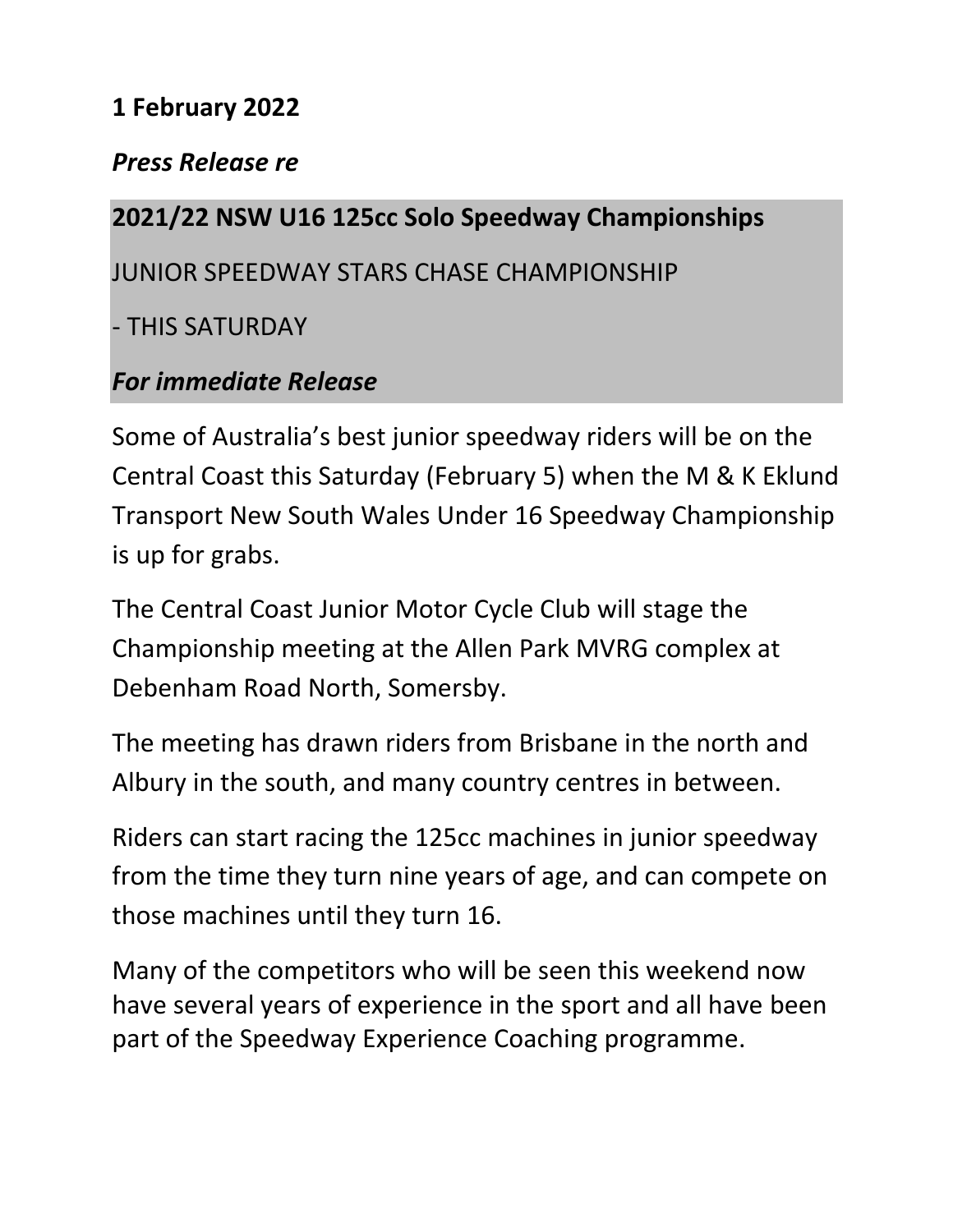**1 February 2022**

***Press Release re***

**2021/22 NSW U16 125cc Solo Speedway Championships**

JUNIOR SPEEDWAY STARS CHASE CHAMPIONSHIP

- THIS SATURDAY

***For immediate Release***

Some of Australia's best junior speedway riders will be on the Central Coast this Saturday (February 5) when the M & K Eklund Transport New South Wales Under 16 Speedway Championship is up for grabs.

The Central Coast Junior Motor Cycle Club will stage the Championship meeting at the Allen Park MVRG complex at Debenham Road North, Somersby.

The meeting has drawn riders from Brisbane in the north and Albury in the south, and many country centres in between.

Riders can start racing the 125cc machines in junior speedway from the time they turn nine years of age, and can compete on those machines until they turn 16.

Many of the competitors who will be seen this weekend now have several years of experience in the sport and all have been part of the Speedway Experience Coaching programme.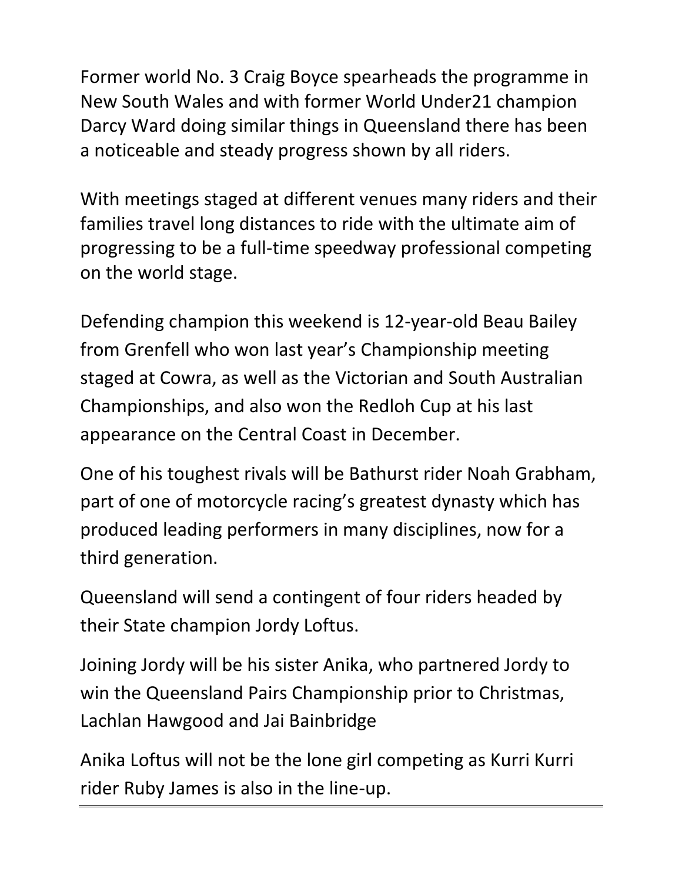Former world No. 3 Craig Boyce spearheads the programme in New South Wales and with former World Under21 champion Darcy Ward doing similar things in Queensland there has been a noticeable and steady progress shown by all riders.

With meetings staged at different venues many riders and their families travel long distances to ride with the ultimate aim of progressing to be a full-time speedway professional competing on the world stage.

Defending champion this weekend is 12-year-old Beau Bailey from Grenfell who won last year's Championship meeting staged at Cowra, as well as the Victorian and South Australian Championships, and also won the Redloh Cup at his last appearance on the Central Coast in December.

One of his toughest rivals will be Bathurst rider Noah Grabham, part of one of motorcycle racing's greatest dynasty which has produced leading performers in many disciplines, now for a third generation.

Queensland will send a contingent of four riders headed by their State champion Jordy Loftus.

Joining Jordy will be his sister Anika, who partnered Jordy to win the Queensland Pairs Championship prior to Christmas, Lachlan Hawgood and Jai Bainbridge

Anika Loftus will not be the lone girl competing as Kurri Kurri rider Ruby James is also in the line-up.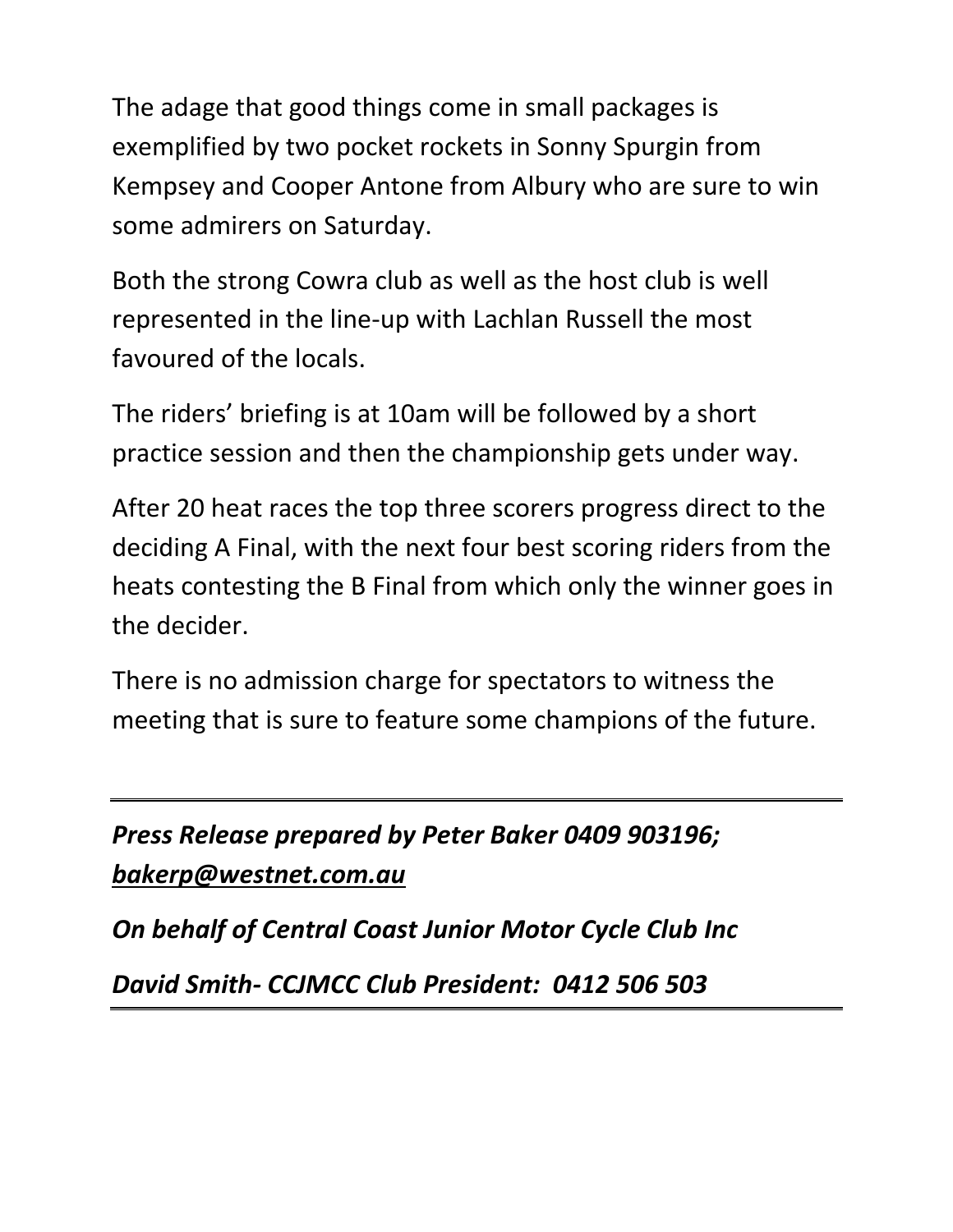The adage that good things come in small packages is exemplified by two pocket rockets in Sonny Spurgin from Kempsey and Cooper Antone from Albury who are sure to win some admirers on Saturday.

Both the strong Cowra club as well as the host club is well represented in the line-up with Lachlan Russell the most favoured of the locals.

The riders' briefing is at 10am will be followed by a short practice session and then the championship gets under way.

After 20 heat races the top three scorers progress direct to the deciding A Final, with the next four best scoring riders from the heats contesting the B Final from which only the winner goes in the decider.

There is no admission charge for spectators to witness the meeting that is sure to feature some champions of the future.

---

***Press Release prepared by Peter Baker 0409 903196; [bakerp@westnet.com.au](mailto:bakerp@westnet.com.au)***

***On behalf of Central Coast Junior Motor Cycle Club Inc***

***David Smith- CCJMCC Club President: 0412 506 503***

---